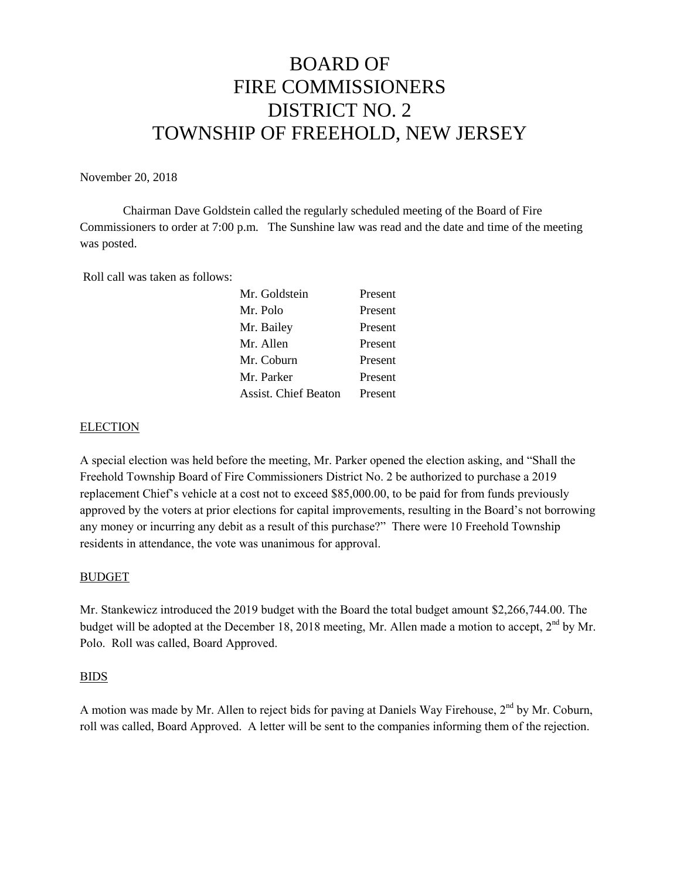# BOARD OF FIRE COMMISSIONERS DISTRICT NO. 2 TOWNSHIP OF FREEHOLD, NEW JERSEY

November 20, 2018

Chairman Dave Goldstein called the regularly scheduled meeting of the Board of Fire Commissioners to order at 7:00 p.m. The Sunshine law was read and the date and time of the meeting was posted.

Roll call was taken as follows:

| | |
|---|---|
| Mr. Goldstein | Present |
| Mr. Polo | Present |
| Mr. Bailey | Present |
| Mr. Allen | Present |
| Mr. Coburn | Present |
| Mr. Parker | Present |
| Assist. Chief Beaton | Present |

## ELECTION

A special election was held before the meeting, Mr. Parker opened the election asking, and "Shall the Freehold Township Board of Fire Commissioners District No. 2 be authorized to purchase a 2019 replacement Chief's vehicle at a cost not to exceed $85,000.00, to be paid for from funds previously approved by the voters at prior elections for capital improvements, resulting in the Board's not borrowing any money or incurring any debit as a result of this purchase?" There were 10 Freehold Township residents in attendance, the vote was unanimous for approval.

## BUDGET

Mr. Stankewicz introduced the 2019 budget with the Board the total budget amount $2,266,744.00. The budget will be adopted at the December 18, 2018 meeting, Mr. Allen made a motion to accept, 2nd by Mr. Polo. Roll was called, Board Approved.

## BIDS

A motion was made by Mr. Allen to reject bids for paving at Daniels Way Firehouse, 2nd by Mr. Coburn, roll was called, Board Approved. A letter will be sent to the companies informing them of the rejection.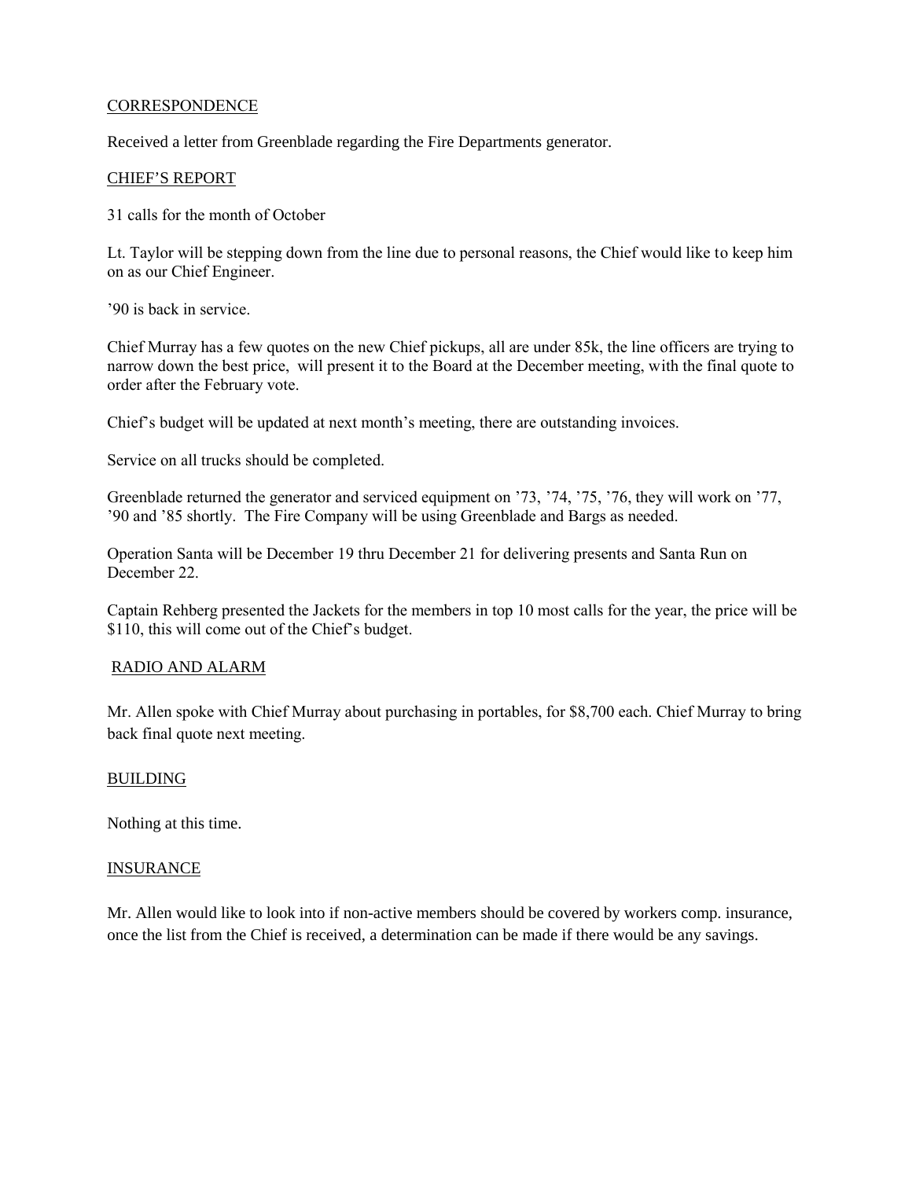## CORRESPONDENCE

Received a letter from Greenblade regarding the Fire Departments generator.

## CHIEF'S REPORT

31 calls for the month of October

Lt. Taylor will be stepping down from the line due to personal reasons, the Chief would like to keep him on as our Chief Engineer.

'90 is back in service.

Chief Murray has a few quotes on the new Chief pickups, all are under 85k, the line officers are trying to narrow down the best price, will present it to the Board at the December meeting, with the final quote to order after the February vote.

Chief's budget will be updated at next month's meeting, there are outstanding invoices.

Service on all trucks should be completed.

Greenblade returned the generator and serviced equipment on '73, '74, '75, '76, they will work on '77, '90 and '85 shortly. The Fire Company will be using Greenblade and Bargs as needed.

Operation Santa will be December 19 thru December 21 for delivering presents and Santa Run on December 22.

Captain Rehberg presented the Jackets for the members in top 10 most calls for the year, the price will be $110, this will come out of the Chief's budget.

## RADIO AND ALARM

Mr. Allen spoke with Chief Murray about purchasing in portables, for $8,700 each. Chief Murray to bring back final quote next meeting.

## BUILDING

Nothing at this time.

## INSURANCE

Mr. Allen would like to look into if non-active members should be covered by workers comp. insurance, once the list from the Chief is received, a determination can be made if there would be any savings.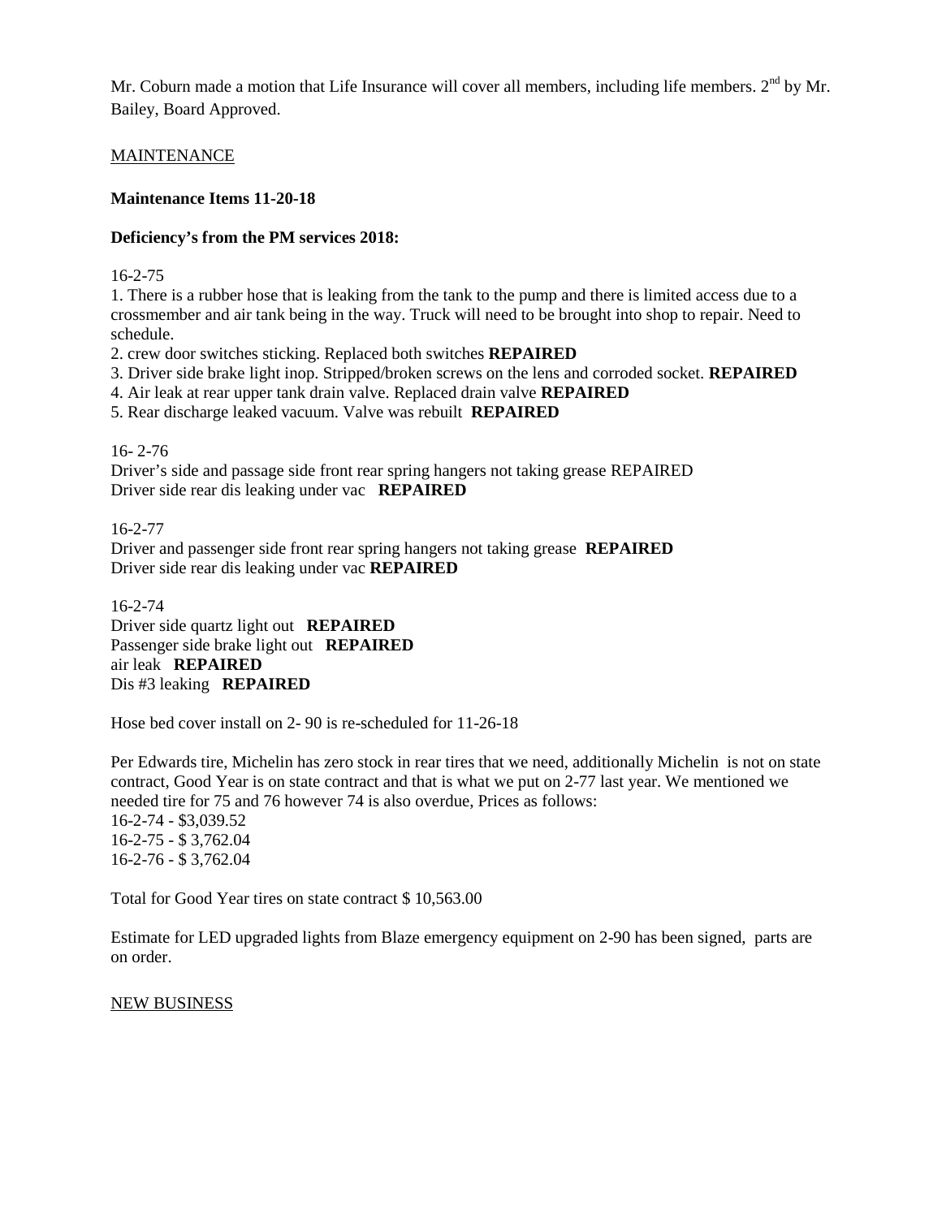Mr. Coburn made a motion that Life Insurance will cover all members, including life members. 2nd by Mr. Bailey, Board Approved.

MAINTENANCE

**Maintenance Items 11-20-18**

**Deficiency's from the PM services 2018:**

16-2-75

1. There is a rubber hose that is leaking from the tank to the pump and there is limited access due to a crossmember and air tank being in the way. Truck will need to be brought into shop to repair. Need to schedule.
2. crew door switches sticking. Replaced both switches **REPAIRED**
3. Driver side brake light inop. Stripped/broken screws on the lens and corroded socket. **REPAIRED**
4. Air leak at rear upper tank drain valve. Replaced drain valve **REPAIRED**
5. Rear discharge leaked vacuum. Valve was rebuilt **REPAIRED**

16- 2-76

Driver's side and passage side front rear spring hangers not taking grease REPAIRED
Driver side rear dis leaking under vac **REPAIRED**

16-2-77

Driver and passenger side front rear spring hangers not taking grease **REPAIRED**
Driver side rear dis leaking under vac **REPAIRED**

16-2-74

Driver side quartz light out **REPAIRED**
Passenger side brake light out **REPAIRED**
air leak **REPAIRED**
Dis #3 leaking **REPAIRED**

Hose bed cover install on 2- 90 is re-scheduled for 11-26-18

Per Edwards tire, Michelin has zero stock in rear tires that we need, additionally Michelin is not on state contract, Good Year is on state contract and that is what we put on 2-77 last year. We mentioned we needed tire for 75 and 76 however 74 is also overdue, Prices as follows:
16-2-74 - $3,039.52
16-2-75 - $ 3,762.04
16-2-76 - $ 3,762.04

Total for Good Year tires on state contract $ 10,563.00

Estimate for LED upgraded lights from Blaze emergency equipment on 2-90 has been signed, parts are on order.

NEW BUSINESS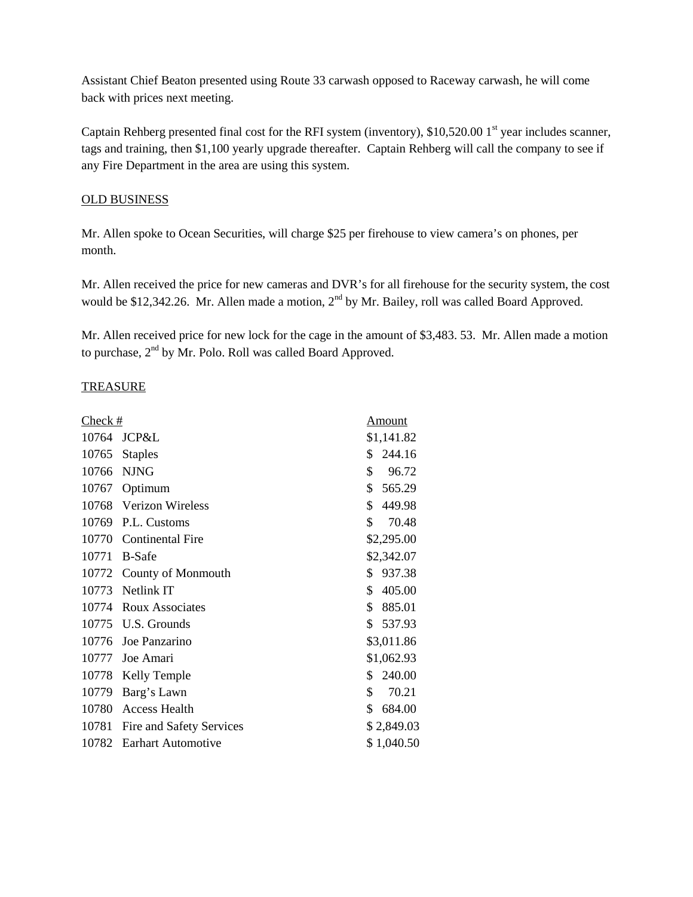Assistant Chief Beaton presented using Route 33 carwash opposed to Raceway carwash, he will come back with prices next meeting.

Captain Rehberg presented final cost for the RFI system (inventory), $10,520.00 1st year includes scanner, tags and training, then $1,100 yearly upgrade thereafter. Captain Rehberg will call the company to see if any Fire Department in the area are using this system.

## OLD BUSINESS

Mr. Allen spoke to Ocean Securities, will charge $25 per firehouse to view camera's on phones, per month.

Mr. Allen received the price for new cameras and DVR's for all firehouse for the security system, the cost would be $12,342.26. Mr. Allen made a motion, 2nd by Mr. Bailey, roll was called Board Approved.

Mr. Allen received price for new lock for the cage in the amount of $3,483. 53. Mr. Allen made a motion to purchase, 2nd by Mr. Polo. Roll was called Board Approved.

## TREASURE

| Check # | | Amount |
|---|---|---|
| 10764 | JCP&L | $1,141.82 |
| 10765 | Staples | $ 244.16 |
| 10766 | NJNG | $ 96.72 |
| 10767 | Optimum | $ 565.29 |
| 10768 | Verizon Wireless | $ 449.98 |
| 10769 | P.L. Customs | $ 70.48 |
| 10770 | Continental Fire | $2,295.00 |
| 10771 | B-Safe | $2,342.07 |
| 10772 | County of Monmouth | $ 937.38 |
| 10773 | Netlink IT | $ 405.00 |
| 10774 | Roux Associates | $ 885.01 |
| 10775 | U.S. Grounds | $ 537.93 |
| 10776 | Joe Panzarino | $3,011.86 |
| 10777 | Joe Amari | $1,062.93 |
| 10778 | Kelly Temple | $ 240.00 |
| 10779 | Barg's Lawn | $ 70.21 |
| 10780 | Access Health | $ 684.00 |
| 10781 | Fire and Safety Services | $ 2,849.03 |
| 10782 | Earhart Automotive | $ 1,040.50 |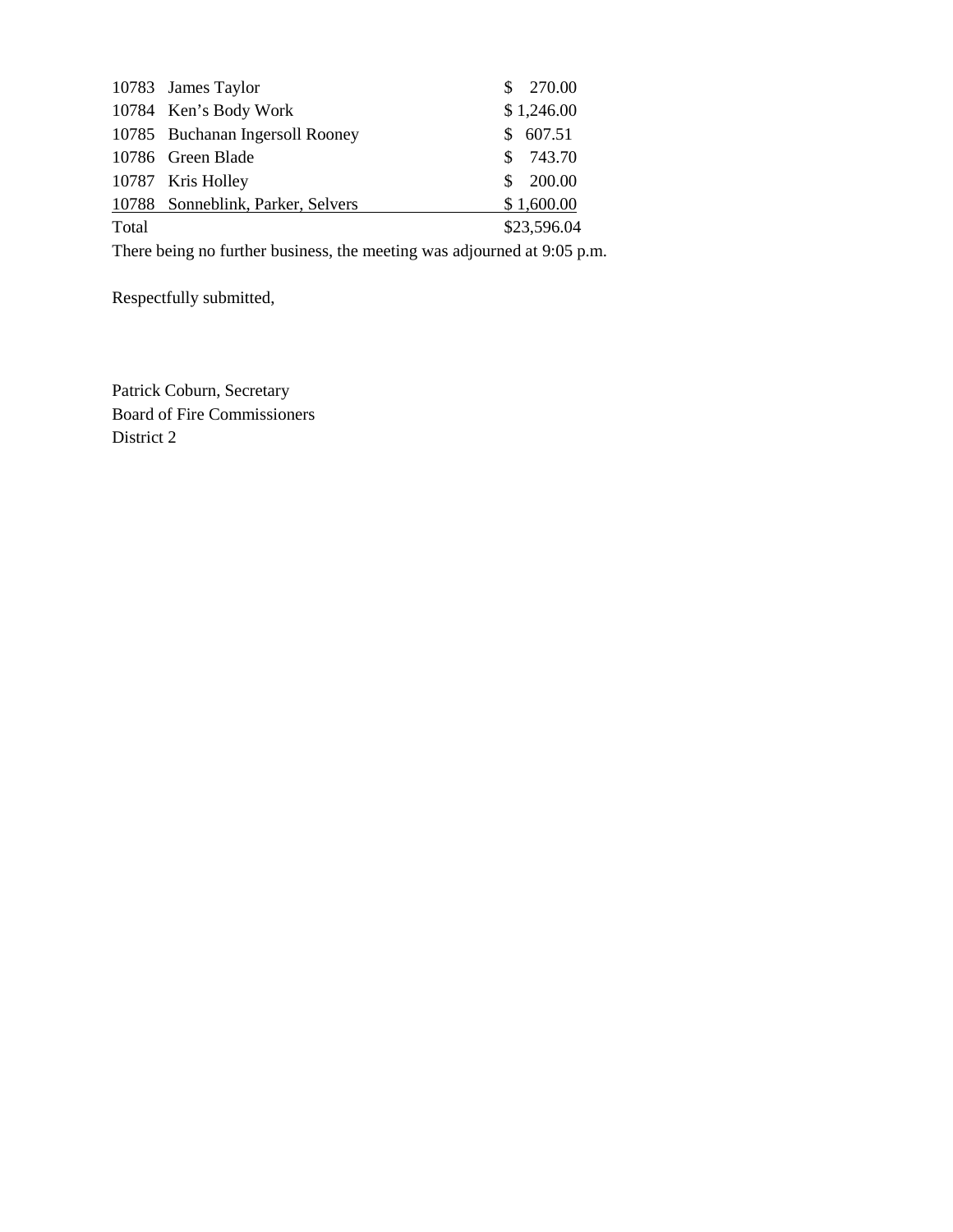| | | |
|---|---|---|
| 10783 | James Taylor | $ 270.00 |
| 10784 | Ken's Body Work | $ 1,246.00 |
| 10785 | Buchanan Ingersoll Rooney | $ 607.51 |
| 10786 | Green Blade | $ 743.70 |
| 10787 | Kris Holley | $ 200.00 |
| 10788 | Sonneblink, Parker, Selvers | $ 1,600.00 |
| Total | | $23,596.04 |

There being no further business, the meeting was adjourned at 9:05 p.m.

Respectfully submitted,

Patrick Coburn, Secretary
Board of Fire Commissioners
District 2